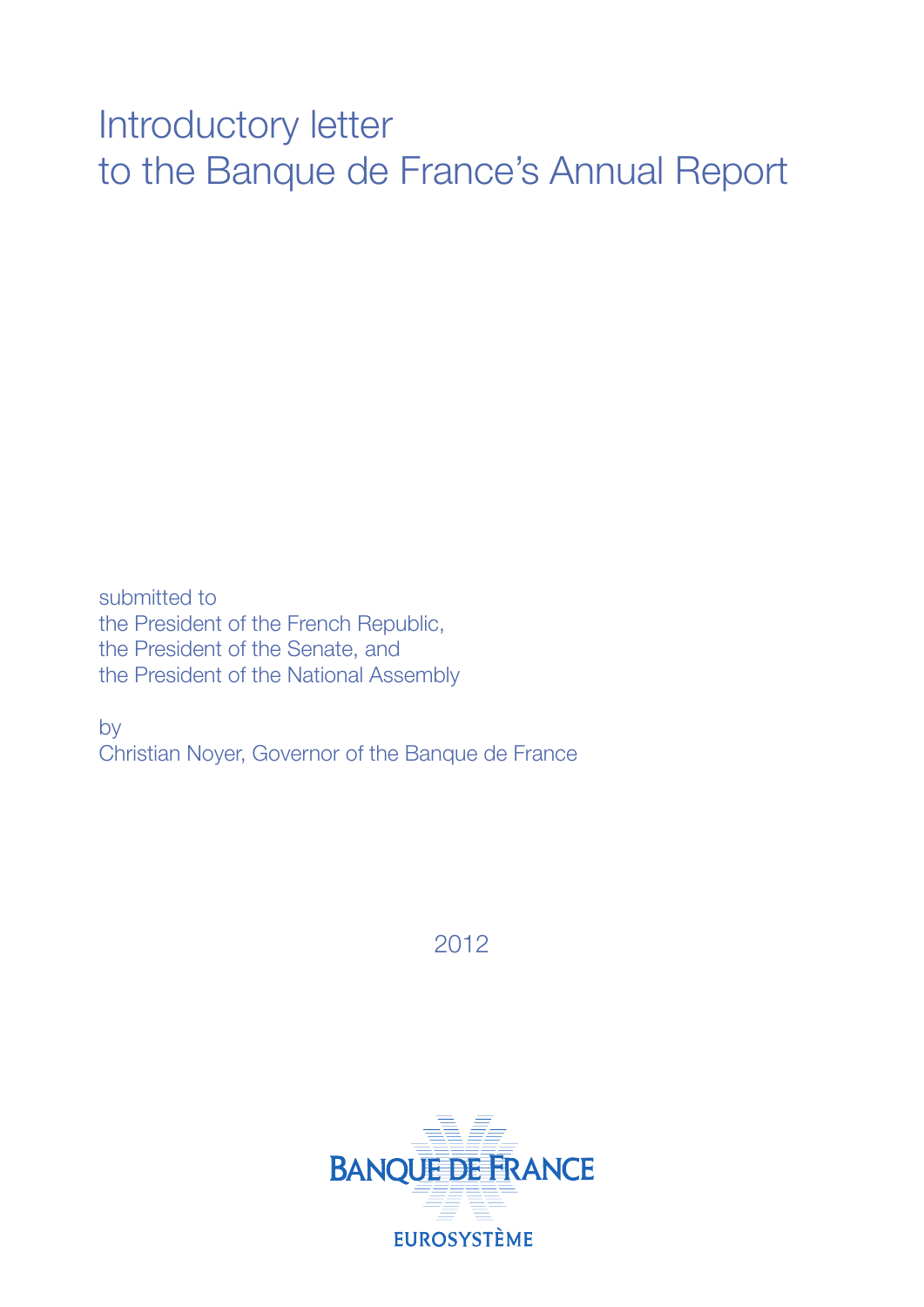# Introductory letter to the Banque de France's Annual Report

submitted to
the President of the French Republic,
the President of the Senate, and
the President of the National Assembly

by
Christian Noyer, Governor of the Banque de France

2012

BANQUE DE FRANCE

EUROSYSTÈME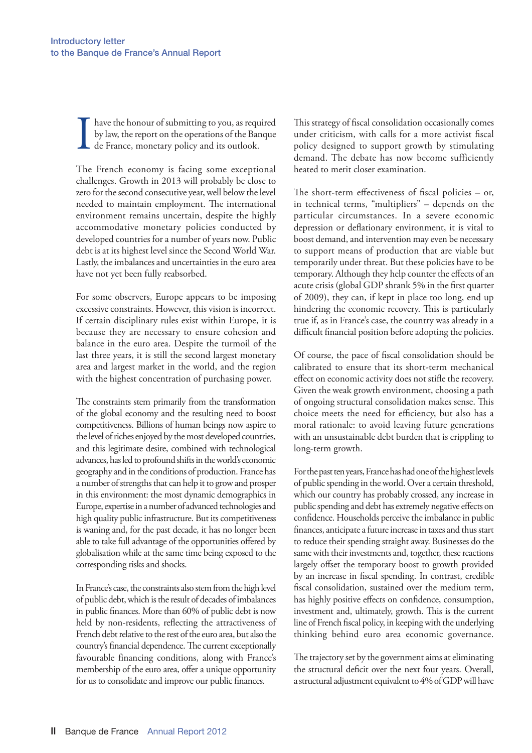I have the honour of submitting to you, as required by law, the report on the operations of the Banque de France, monetary policy and its outlook.

The French economy is facing some exceptional challenges. Growth in 2013 will probably be close to zero for the second consecutive year, well below the level needed to maintain employment. The international environment remains uncertain, despite the highly accommodative monetary policies conducted by developed countries for a number of years now. Public debt is at its highest level since the Second World War. Lastly, the imbalances and uncertainties in the euro area have not yet been fully reabsorbed.

For some observers, Europe appears to be imposing excessive constraints. However, this vision is incorrect. If certain disciplinary rules exist within Europe, it is because they are necessary to ensure cohesion and balance in the euro area. Despite the turmoil of the last three years, it is still the second largest monetary area and largest market in the world, and the region with the highest concentration of purchasing power.

The constraints stem primarily from the transformation of the global economy and the resulting need to boost competitiveness. Billions of human beings now aspire to the level of riches enjoyed by the most developed countries, and this legitimate desire, combined with technological advances, has led to profound shifts in the world's economic geography and in the conditions of production. France has a number of strengths that can help it to grow and prosper in this environment: the most dynamic demographics in Europe, expertise in a number of advanced technologies and high quality public infrastructure. But its competitiveness is waning and, for the past decade, it has no longer been able to take full advantage of the opportunities offered by globalisation while at the same time being exposed to the corresponding risks and shocks.

In France's case, the constraints also stem from the high level of public debt, which is the result of decades of imbalances in public finances. More than 60% of public debt is now held by non-residents, reflecting the attractiveness of French debt relative to the rest of the euro area, but also the country's financial dependence. The current exceptionally favourable financing conditions, along with France's membership of the euro area, offer a unique opportunity for us to consolidate and improve our public finances.

This strategy of fiscal consolidation occasionally comes under criticism, with calls for a more activist fiscal policy designed to support growth by stimulating demand. The debate has now become sufficiently heated to merit closer examination.

The short-term effectiveness of fiscal policies – or, in technical terms, "multipliers" – depends on the particular circumstances. In a severe economic depression or deflationary environment, it is vital to boost demand, and intervention may even be necessary to support means of production that are viable but temporarily under threat. But these policies have to be temporary. Although they help counter the effects of an acute crisis (global GDP shrank 5% in the first quarter of 2009), they can, if kept in place too long, end up hindering the economic recovery. This is particularly true if, as in France's case, the country was already in a difficult financial position before adopting the policies.

Of course, the pace of fiscal consolidation should be calibrated to ensure that its short-term mechanical effect on economic activity does not stifle the recovery. Given the weak growth environment, choosing a path of ongoing structural consolidation makes sense. This choice meets the need for efficiency, but also has a moral rationale: to avoid leaving future generations with an unsustainable debt burden that is crippling to long-term growth.

For the past ten years, France has had one of the highest levels of public spending in the world. Over a certain threshold, which our country has probably crossed, any increase in public spending and debt has extremely negative effects on confidence. Households perceive the imbalance in public finances, anticipate a future increase in taxes and thus start to reduce their spending straight away. Businesses do the same with their investments and, together, these reactions largely offset the temporary boost to growth provided by an increase in fiscal spending. In contrast, credible fiscal consolidation, sustained over the medium term, has highly positive effects on confidence, consumption, investment and, ultimately, growth. This is the current line of French fiscal policy, in keeping with the underlying thinking behind euro area economic governance.

The trajectory set by the government aims at eliminating the structural deficit over the next four years. Overall, a structural adjustment equivalent to 4% of GDP will have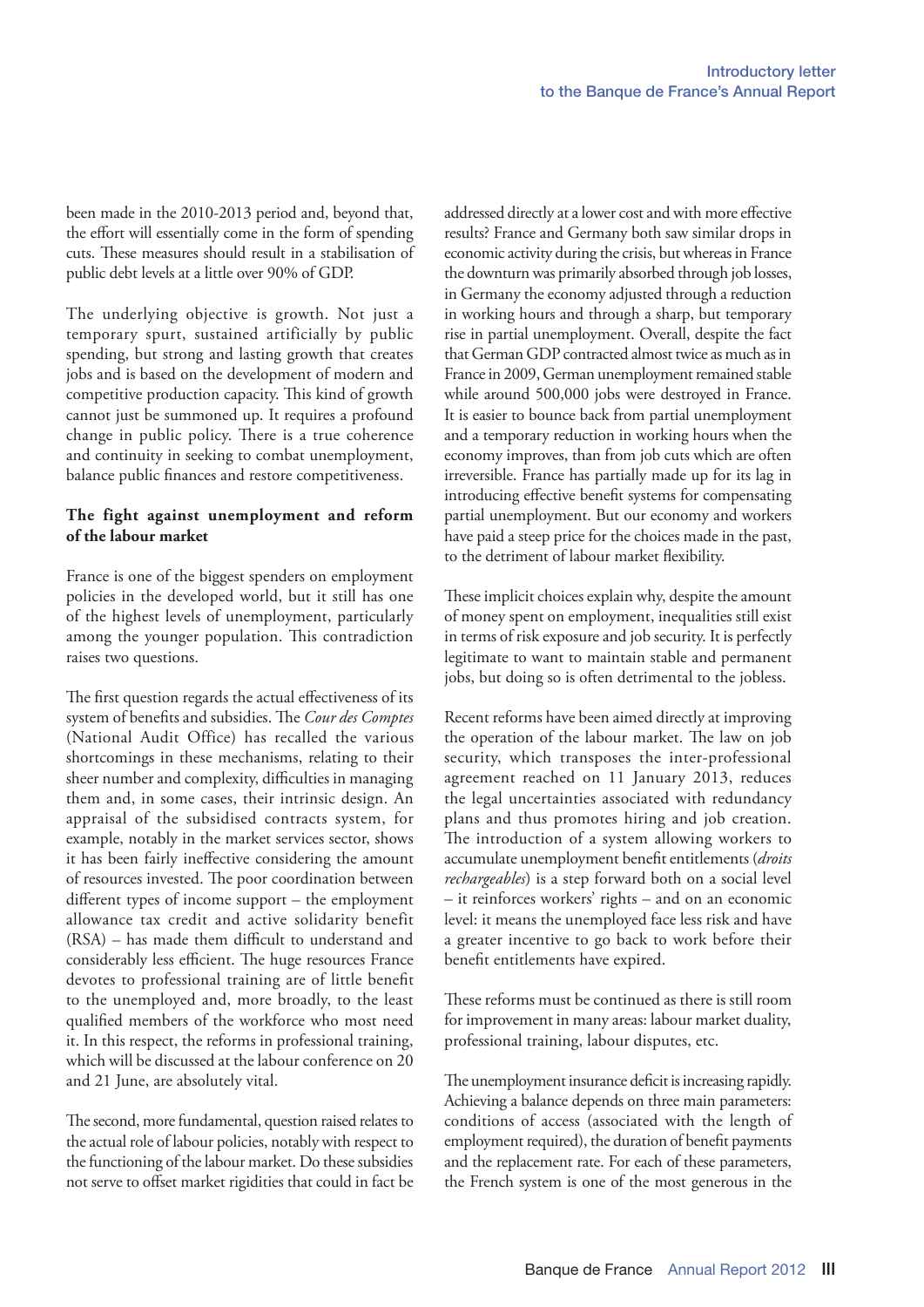been made in the 2010-2013 period and, beyond that, the effort will essentially come in the form of spending cuts. These measures should result in a stabilisation of public debt levels at a little over 90% of GDP.

The underlying objective is growth. Not just a temporary spurt, sustained artificially by public spending, but strong and lasting growth that creates jobs and is based on the development of modern and competitive production capacity. This kind of growth cannot just be summoned up. It requires a profound change in public policy. There is a true coherence and continuity in seeking to combat unemployment, balance public finances and restore competitiveness.

**The fight against unemployment and reform of the labour market**

France is one of the biggest spenders on employment policies in the developed world, but it still has one of the highest levels of unemployment, particularly among the younger population. This contradiction raises two questions.

The first question regards the actual effectiveness of its system of benefits and subsidies. The *Cour des Comptes* (National Audit Office) has recalled the various shortcomings in these mechanisms, relating to their sheer number and complexity, difficulties in managing them and, in some cases, their intrinsic design. An appraisal of the subsidised contracts system, for example, notably in the market services sector, shows it has been fairly ineffective considering the amount of resources invested. The poor coordination between different types of income support – the employment allowance tax credit and active solidarity benefit (RSA) – has made them difficult to understand and considerably less efficient. The huge resources France devotes to professional training are of little benefit to the unemployed and, more broadly, to the least qualified members of the workforce who most need it. In this respect, the reforms in professional training, which will be discussed at the labour conference on 20 and 21 June, are absolutely vital.

The second, more fundamental, question raised relates to the actual role of labour policies, notably with respect to the functioning of the labour market. Do these subsidies not serve to offset market rigidities that could in fact be addressed directly at a lower cost and with more effective results? France and Germany both saw similar drops in economic activity during the crisis, but whereas in France the downturn was primarily absorbed through job losses, in Germany the economy adjusted through a reduction in working hours and through a sharp, but temporary rise in partial unemployment. Overall, despite the fact that German GDP contracted almost twice as much as in France in 2009, German unemployment remained stable while around 500,000 jobs were destroyed in France. It is easier to bounce back from partial unemployment and a temporary reduction in working hours when the economy improves, than from job cuts which are often irreversible. France has partially made up for its lag in introducing effective benefit systems for compensating partial unemployment. But our economy and workers have paid a steep price for the choices made in the past, to the detriment of labour market flexibility.

These implicit choices explain why, despite the amount of money spent on employment, inequalities still exist in terms of risk exposure and job security. It is perfectly legitimate to want to maintain stable and permanent jobs, but doing so is often detrimental to the jobless.

Recent reforms have been aimed directly at improving the operation of the labour market. The law on job security, which transposes the inter-professional agreement reached on 11 January 2013, reduces the legal uncertainties associated with redundancy plans and thus promotes hiring and job creation. The introduction of a system allowing workers to accumulate unemployment benefit entitlements (*droits rechargeables*) is a step forward both on a social level – it reinforces workers' rights – and on an economic level: it means the unemployed face less risk and have a greater incentive to go back to work before their benefit entitlements have expired.

These reforms must be continued as there is still room for improvement in many areas: labour market duality, professional training, labour disputes, etc.

The unemployment insurance deficit is increasing rapidly. Achieving a balance depends on three main parameters: conditions of access (associated with the length of employment required), the duration of benefit payments and the replacement rate. For each of these parameters, the French system is one of the most generous in the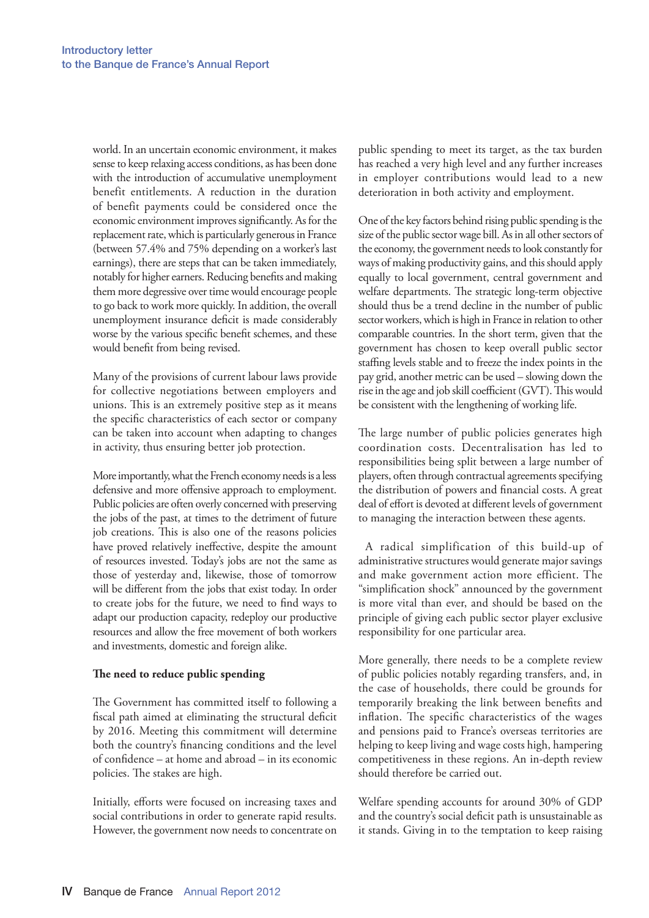world. In an uncertain economic environment, it makes sense to keep relaxing access conditions, as has been done with the introduction of accumulative unemployment benefit entitlements. A reduction in the duration of benefit payments could be considered once the economic environment improves significantly. As for the replacement rate, which is particularly generous in France (between 57.4% and 75% depending on a worker's last earnings), there are steps that can be taken immediately, notably for higher earners. Reducing benefits and making them more degressive over time would encourage people to go back to work more quickly. In addition, the overall unemployment insurance deficit is made considerably worse by the various specific benefit schemes, and these would benefit from being revised.

Many of the provisions of current labour laws provide for collective negotiations between employers and unions. This is an extremely positive step as it means the specific characteristics of each sector or company can be taken into account when adapting to changes in activity, thus ensuring better job protection.

More importantly, what the French economy needs is a less defensive and more offensive approach to employment. Public policies are often overly concerned with preserving the jobs of the past, at times to the detriment of future job creations. This is also one of the reasons policies have proved relatively ineffective, despite the amount of resources invested. Today's jobs are not the same as those of yesterday and, likewise, those of tomorrow will be different from the jobs that exist today. In order to create jobs for the future, we need to find ways to adapt our production capacity, redeploy our productive resources and allow the free movement of both workers and investments, domestic and foreign alike.

**The need to reduce public spending**

The Government has committed itself to following a fiscal path aimed at eliminating the structural deficit by 2016. Meeting this commitment will determine both the country's financing conditions and the level of confidence – at home and abroad – in its economic policies. The stakes are high.

Initially, efforts were focused on increasing taxes and social contributions in order to generate rapid results. However, the government now needs to concentrate on public spending to meet its target, as the tax burden has reached a very high level and any further increases in employer contributions would lead to a new deterioration in both activity and employment.

One of the key factors behind rising public spending is the size of the public sector wage bill. As in all other sectors of the economy, the government needs to look constantly for ways of making productivity gains, and this should apply equally to local government, central government and welfare departments. The strategic long-term objective should thus be a trend decline in the number of public sector workers, which is high in France in relation to other comparable countries. In the short term, given that the government has chosen to keep overall public sector staffing levels stable and to freeze the index points in the pay grid, another metric can be used – slowing down the rise in the age and job skill coefficient (GVT). This would be consistent with the lengthening of working life.

The large number of public policies generates high coordination costs. Decentralisation has led to responsibilities being split between a large number of players, often through contractual agreements specifying the distribution of powers and financial costs. A great deal of effort is devoted at different levels of government to managing the interaction between these agents.

A radical simplification of this build-up of administrative structures would generate major savings and make government action more efficient. The "simplification shock" announced by the government is more vital than ever, and should be based on the principle of giving each public sector player exclusive responsibility for one particular area.

More generally, there needs to be a complete review of public policies notably regarding transfers, and, in the case of households, there could be grounds for temporarily breaking the link between benefits and inflation. The specific characteristics of the wages and pensions paid to France's overseas territories are helping to keep living and wage costs high, hampering competitiveness in these regions. An in-depth review should therefore be carried out.

Welfare spending accounts for around 30% of GDP and the country's social deficit path is unsustainable as it stands. Giving in to the temptation to keep raising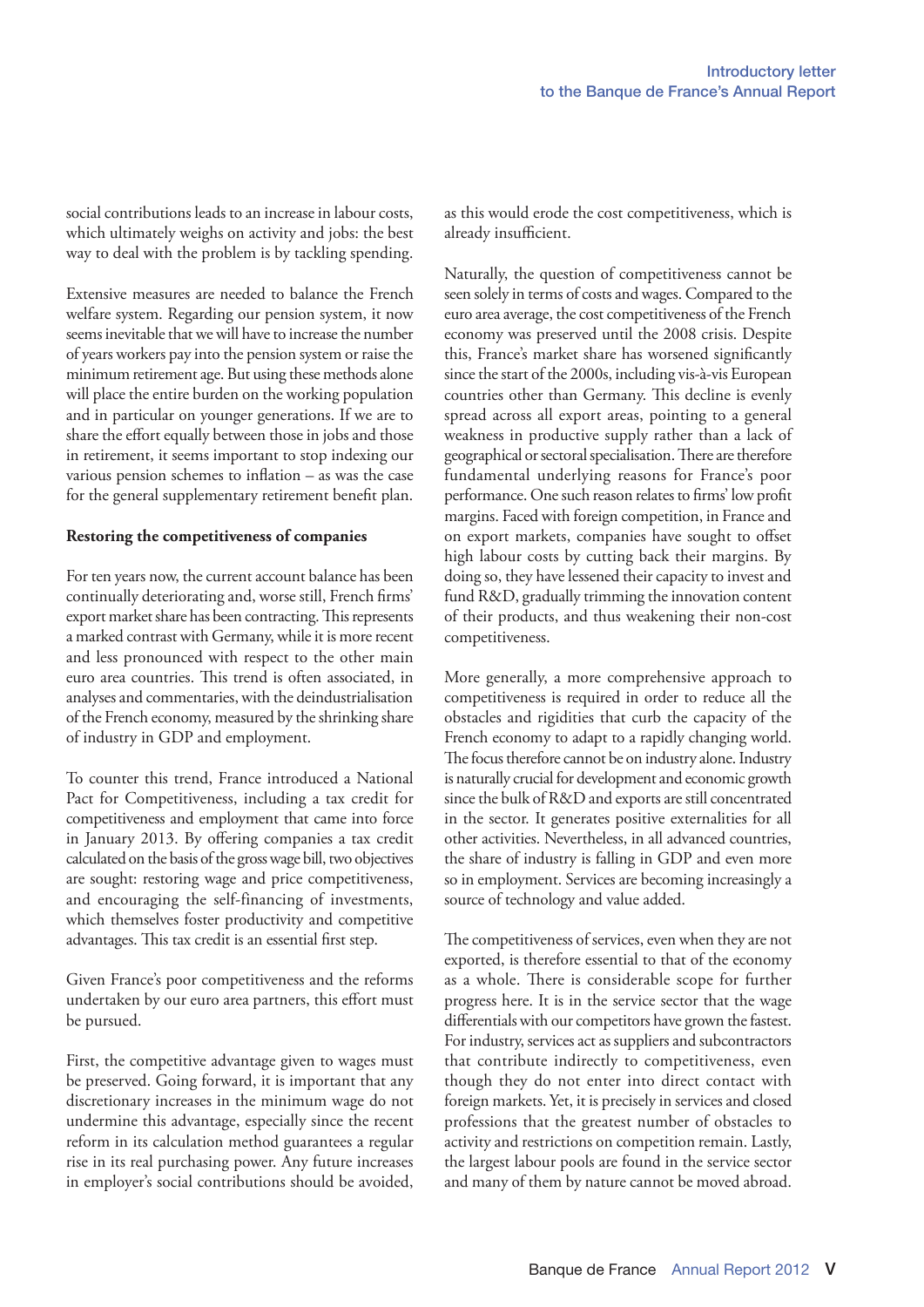social contributions leads to an increase in labour costs, which ultimately weighs on activity and jobs: the best way to deal with the problem is by tackling spending.

Extensive measures are needed to balance the French welfare system. Regarding our pension system, it now seems inevitable that we will have to increase the number of years workers pay into the pension system or raise the minimum retirement age. But using these methods alone will place the entire burden on the working population and in particular on younger generations. If we are to share the effort equally between those in jobs and those in retirement, it seems important to stop indexing our various pension schemes to inflation – as was the case for the general supplementary retirement benefit plan.

**Restoring the competitiveness of companies**

For ten years now, the current account balance has been continually deteriorating and, worse still, French firms' export market share has been contracting. This represents a marked contrast with Germany, while it is more recent and less pronounced with respect to the other main euro area countries. This trend is often associated, in analyses and commentaries, with the deindustrialisation of the French economy, measured by the shrinking share of industry in GDP and employment.

To counter this trend, France introduced a National Pact for Competitiveness, including a tax credit for competitiveness and employment that came into force in January 2013. By offering companies a tax credit calculated on the basis of the gross wage bill, two objectives are sought: restoring wage and price competitiveness, and encouraging the self-financing of investments, which themselves foster productivity and competitive advantages. This tax credit is an essential first step.

Given France's poor competitiveness and the reforms undertaken by our euro area partners, this effort must be pursued.

First, the competitive advantage given to wages must be preserved. Going forward, it is important that any discretionary increases in the minimum wage do not undermine this advantage, especially since the recent reform in its calculation method guarantees a regular rise in its real purchasing power. Any future increases in employer's social contributions should be avoided, as this would erode the cost competitiveness, which is already insufficient.

Naturally, the question of competitiveness cannot be seen solely in terms of costs and wages. Compared to the euro area average, the cost competitiveness of the French economy was preserved until the 2008 crisis. Despite this, France's market share has worsened significantly since the start of the 2000s, including vis-à-vis European countries other than Germany. This decline is evenly spread across all export areas, pointing to a general weakness in productive supply rather than a lack of geographical or sectoral specialisation. There are therefore fundamental underlying reasons for France's poor performance. One such reason relates to firms' low profit margins. Faced with foreign competition, in France and on export markets, companies have sought to offset high labour costs by cutting back their margins. By doing so, they have lessened their capacity to invest and fund R&D, gradually trimming the innovation content of their products, and thus weakening their non-cost competitiveness.

More generally, a more comprehensive approach to competitiveness is required in order to reduce all the obstacles and rigidities that curb the capacity of the French economy to adapt to a rapidly changing world. The focus therefore cannot be on industry alone. Industry is naturally crucial for development and economic growth since the bulk of R&D and exports are still concentrated in the sector. It generates positive externalities for all other activities. Nevertheless, in all advanced countries, the share of industry is falling in GDP and even more so in employment. Services are becoming increasingly a source of technology and value added.

The competitiveness of services, even when they are not exported, is therefore essential to that of the economy as a whole. There is considerable scope for further progress here. It is in the service sector that the wage differentials with our competitors have grown the fastest. For industry, services act as suppliers and subcontractors that contribute indirectly to competitiveness, even though they do not enter into direct contact with foreign markets. Yet, it is precisely in services and closed professions that the greatest number of obstacles to activity and restrictions on competition remain. Lastly, the largest labour pools are found in the service sector and many of them by nature cannot be moved abroad.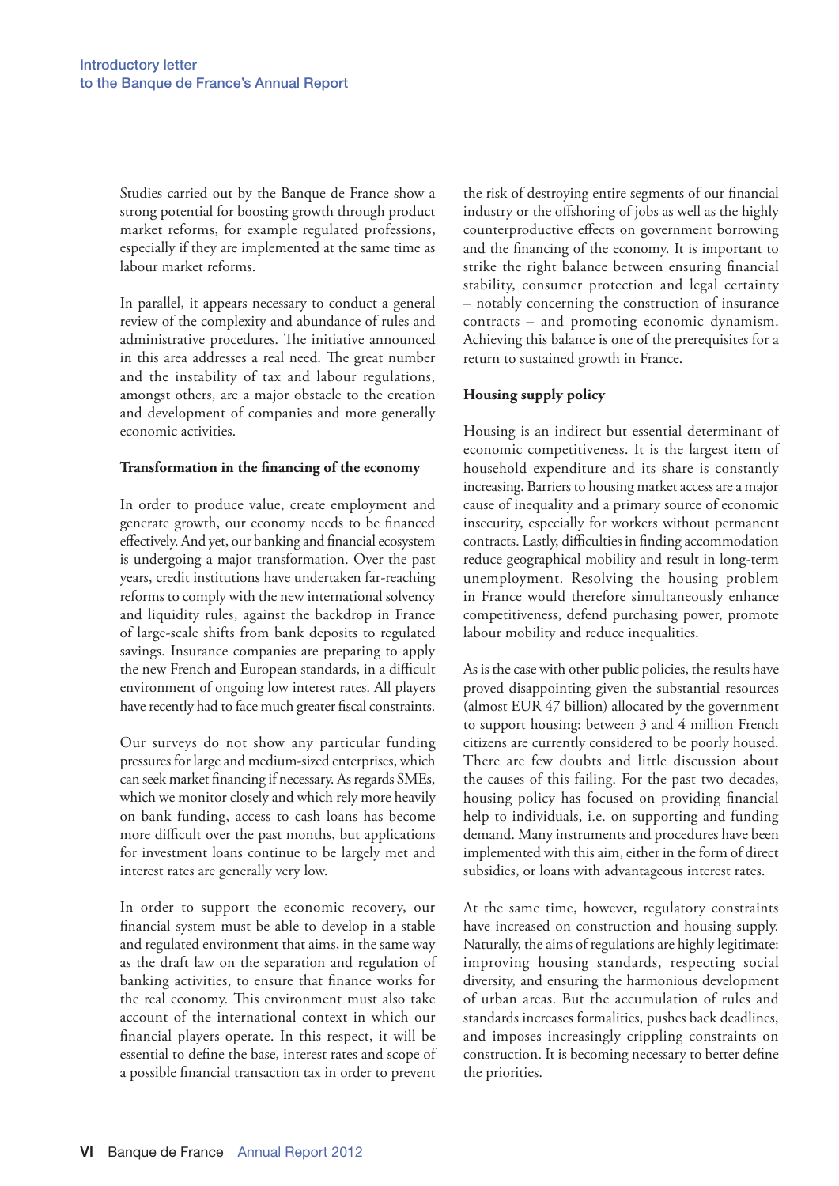Studies carried out by the Banque de France show a strong potential for boosting growth through product market reforms, for example regulated professions, especially if they are implemented at the same time as labour market reforms.

In parallel, it appears necessary to conduct a general review of the complexity and abundance of rules and administrative procedures. The initiative announced in this area addresses a real need. The great number and the instability of tax and labour regulations, amongst others, are a major obstacle to the creation and development of companies and more generally economic activities.

**Transformation in the financing of the economy**

In order to produce value, create employment and generate growth, our economy needs to be financed effectively. And yet, our banking and financial ecosystem is undergoing a major transformation. Over the past years, credit institutions have undertaken far-reaching reforms to comply with the new international solvency and liquidity rules, against the backdrop in France of large-scale shifts from bank deposits to regulated savings. Insurance companies are preparing to apply the new French and European standards, in a difficult environment of ongoing low interest rates. All players have recently had to face much greater fiscal constraints.

Our surveys do not show any particular funding pressures for large and medium-sized enterprises, which can seek market financing if necessary. As regards SMEs, which we monitor closely and which rely more heavily on bank funding, access to cash loans has become more difficult over the past months, but applications for investment loans continue to be largely met and interest rates are generally very low.

In order to support the economic recovery, our financial system must be able to develop in a stable and regulated environment that aims, in the same way as the draft law on the separation and regulation of banking activities, to ensure that finance works for the real economy. This environment must also take account of the international context in which our financial players operate. In this respect, it will be essential to define the base, interest rates and scope of a possible financial transaction tax in order to prevent the risk of destroying entire segments of our financial industry or the offshoring of jobs as well as the highly counterproductive effects on government borrowing and the financing of the economy. It is important to strike the right balance between ensuring financial stability, consumer protection and legal certainty – notably concerning the construction of insurance contracts – and promoting economic dynamism. Achieving this balance is one of the prerequisites for a return to sustained growth in France.

**Housing supply policy**

Housing is an indirect but essential determinant of economic competitiveness. It is the largest item of household expenditure and its share is constantly increasing. Barriers to housing market access are a major cause of inequality and a primary source of economic insecurity, especially for workers without permanent contracts. Lastly, difficulties in finding accommodation reduce geographical mobility and result in long-term unemployment. Resolving the housing problem in France would therefore simultaneously enhance competitiveness, defend purchasing power, promote labour mobility and reduce inequalities.

As is the case with other public policies, the results have proved disappointing given the substantial resources (almost EUR 47 billion) allocated by the government to support housing: between 3 and 4 million French citizens are currently considered to be poorly housed. There are few doubts and little discussion about the causes of this failing. For the past two decades, housing policy has focused on providing financial help to individuals, i.e. on supporting and funding demand. Many instruments and procedures have been implemented with this aim, either in the form of direct subsidies, or loans with advantageous interest rates.

At the same time, however, regulatory constraints have increased on construction and housing supply. Naturally, the aims of regulations are highly legitimate: improving housing standards, respecting social diversity, and ensuring the harmonious development of urban areas. But the accumulation of rules and standards increases formalities, pushes back deadlines, and imposes increasingly crippling constraints on construction. It is becoming necessary to better define the priorities.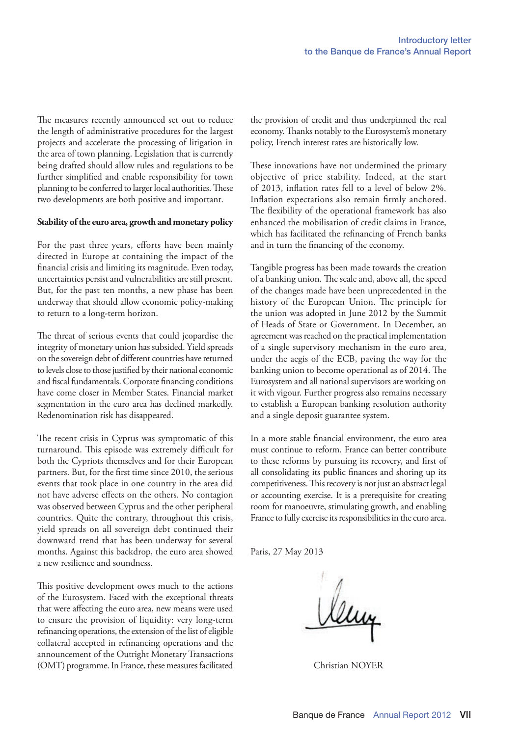The measures recently announced set out to reduce the length of administrative procedures for the largest projects and accelerate the processing of litigation in the area of town planning. Legislation that is currently being drafted should allow rules and regulations to be further simplified and enable responsibility for town planning to be conferred to larger local authorities. These two developments are both positive and important.

**Stability of the euro area, growth and monetary policy**

For the past three years, efforts have been mainly directed in Europe at containing the impact of the financial crisis and limiting its magnitude. Even today, uncertainties persist and vulnerabilities are still present. But, for the past ten months, a new phase has been underway that should allow economic policy-making to return to a long-term horizon.

The threat of serious events that could jeopardise the integrity of monetary union has subsided. Yield spreads on the sovereign debt of different countries have returned to levels close to those justified by their national economic and fiscal fundamentals. Corporate financing conditions have come closer in Member States. Financial market segmentation in the euro area has declined markedly. Redenomination risk has disappeared.

The recent crisis in Cyprus was symptomatic of this turnaround. This episode was extremely difficult for both the Cypriots themselves and for their European partners. But, for the first time since 2010, the serious events that took place in one country in the area did not have adverse effects on the others. No contagion was observed between Cyprus and the other peripheral countries. Quite the contrary, throughout this crisis, yield spreads on all sovereign debt continued their downward trend that has been underway for several months. Against this backdrop, the euro area showed a new resilience and soundness.

This positive development owes much to the actions of the Eurosystem. Faced with the exceptional threats that were affecting the euro area, new means were used to ensure the provision of liquidity: very long-term refinancing operations, the extension of the list of eligible collateral accepted in refinancing operations and the announcement of the Outright Monetary Transactions (OMT) programme. In France, these measures facilitated the provision of credit and thus underpinned the real economy. Thanks notably to the Eurosystem's monetary policy, French interest rates are historically low.

These innovations have not undermined the primary objective of price stability. Indeed, at the start of 2013, inflation rates fell to a level of below 2%. Inflation expectations also remain firmly anchored. The flexibility of the operational framework has also enhanced the mobilisation of credit claims in France, which has facilitated the refinancing of French banks and in turn the financing of the economy.

Tangible progress has been made towards the creation of a banking union. The scale and, above all, the speed of the changes made have been unprecedented in the history of the European Union. The principle for the union was adopted in June 2012 by the Summit of Heads of State or Government. In December, an agreement was reached on the practical implementation of a single supervisory mechanism in the euro area, under the aegis of the ECB, paving the way for the banking union to become operational as of 2014. The Eurosystem and all national supervisors are working on it with vigour. Further progress also remains necessary to establish a European banking resolution authority and a single deposit guarantee system.

In a more stable financial environment, the euro area must continue to reform. France can better contribute to these reforms by pursuing its recovery, and first of all consolidating its public finances and shoring up its competitiveness. This recovery is not just an abstract legal or accounting exercise. It is a prerequisite for creating room for manoeuvre, stimulating growth, and enabling France to fully exercise its responsibilities in the euro area.

Paris, 27 May 2013

Christian NOYER